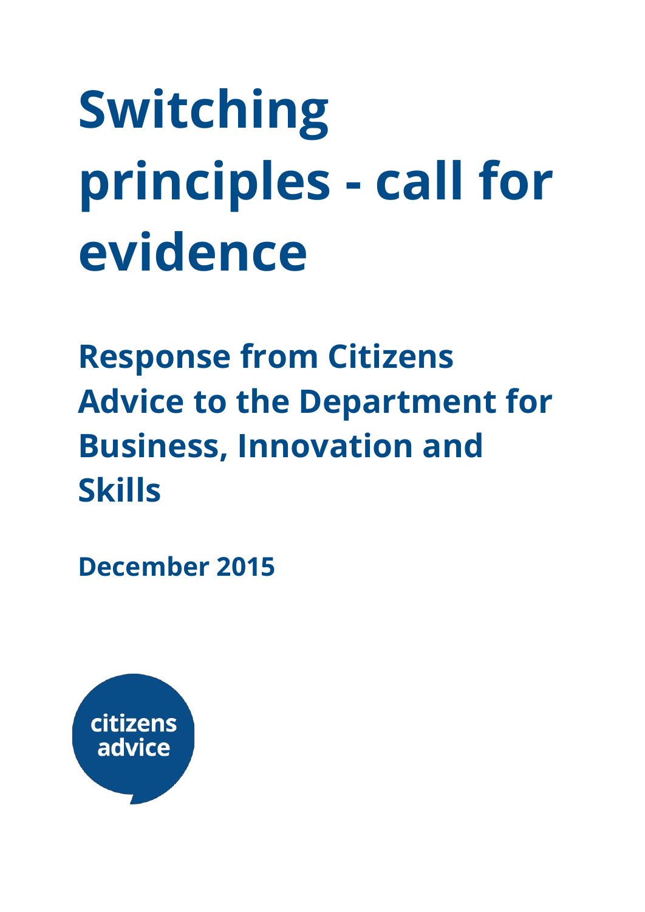# Switching principles - call for evidence

## Response from Citizens Advice to the Department for Business, Innovation and Skills

**December 2015**

citizens advice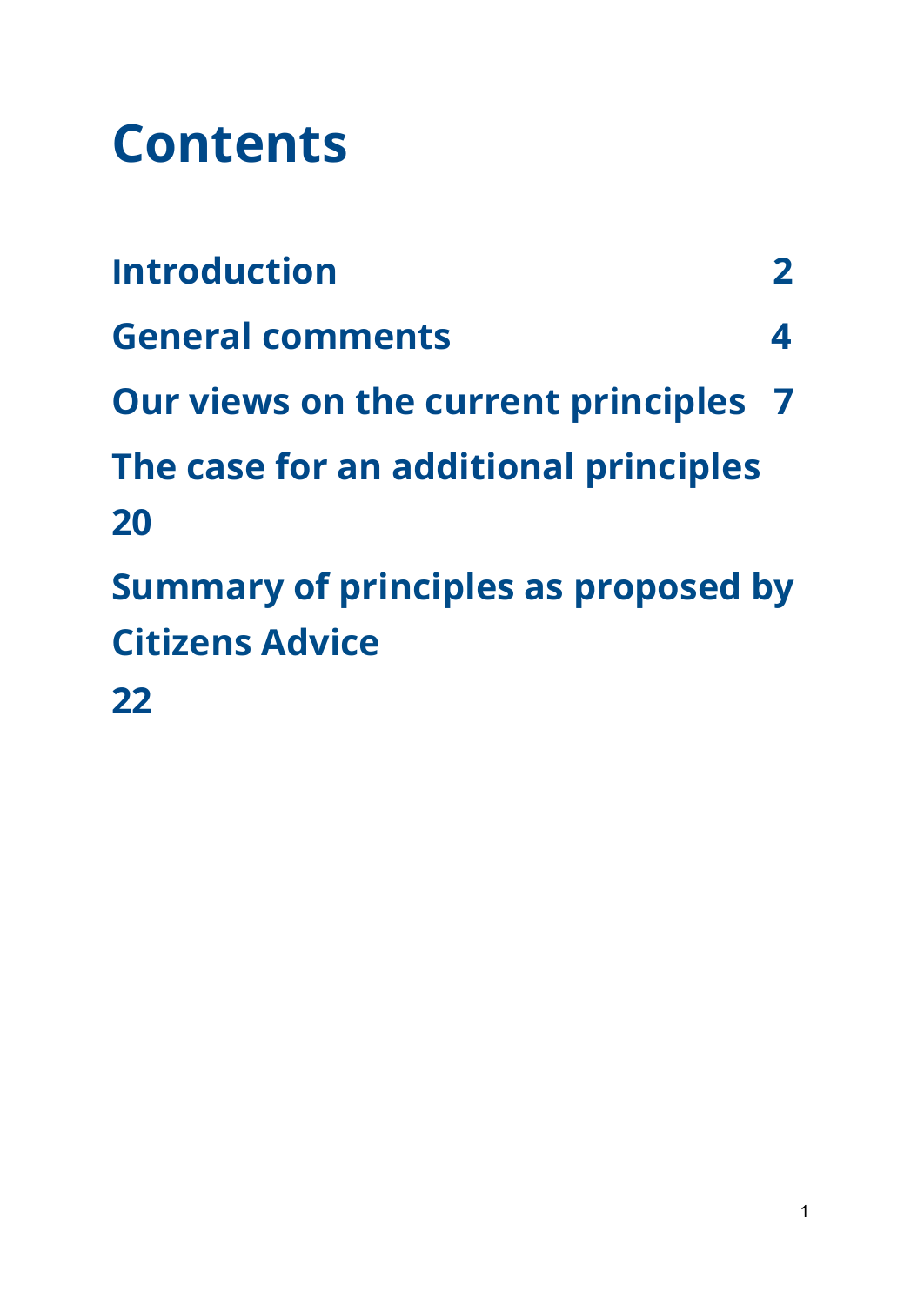# Contents

| | |
|---|---|
| **Introduction** | **2** |
| **General comments** | **4** |
| **Our views on the current principles** | **7** |
| **The case for an additional principles** | **20** |
| **Summary of principles as proposed by Citizens Advice** | **22** |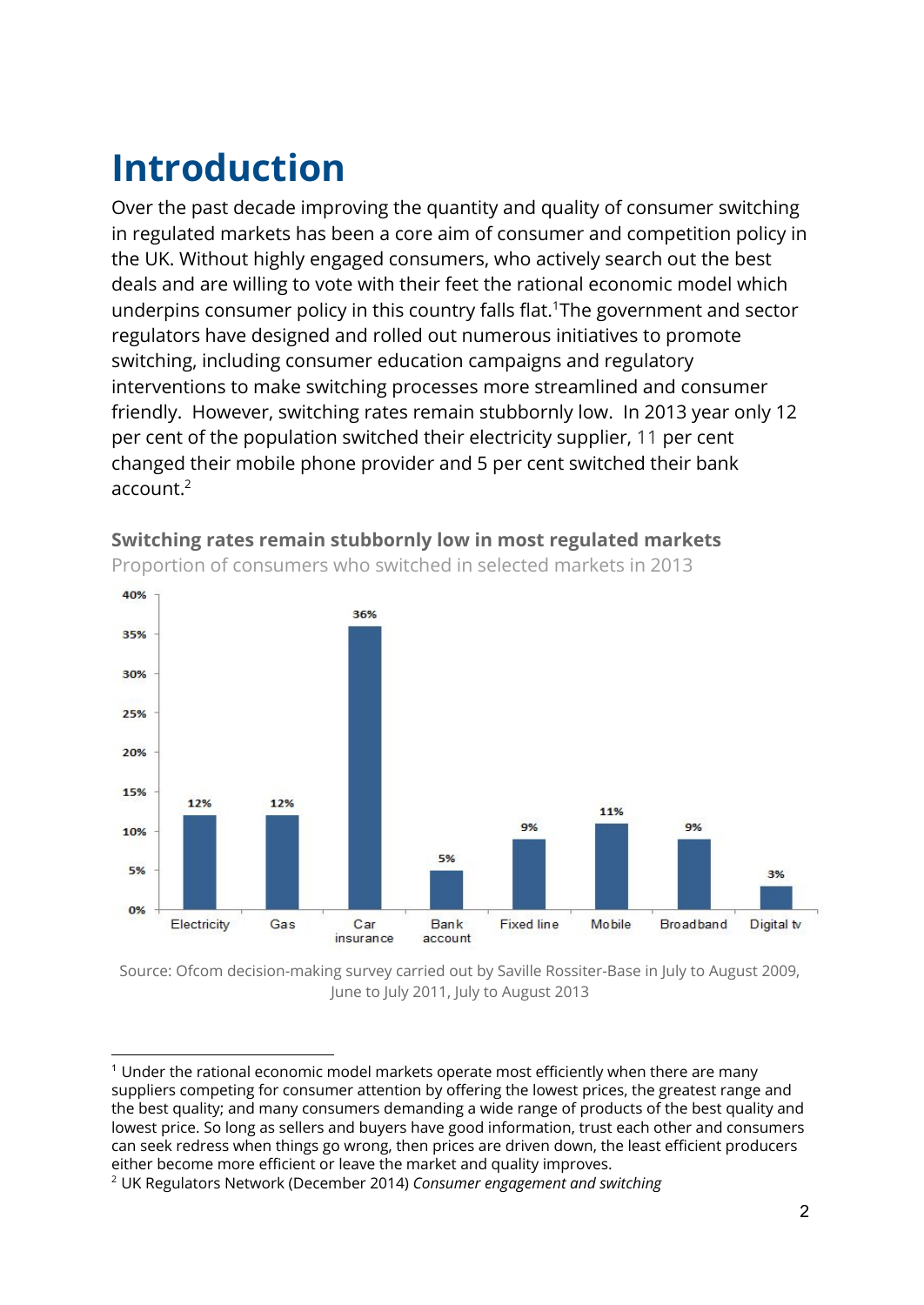# Introduction

Over the past decade improving the quantity and quality of consumer switching in regulated markets has been a core aim of consumer and competition policy in the UK. Without highly engaged consumers, who actively search out the best deals and are willing to vote with their feet the rational economic model which underpins consumer policy in this country falls flat.[1]The government and sector regulators have designed and rolled out numerous initiatives to promote switching, including consumer education campaigns and regulatory interventions to make switching processes more streamlined and consumer friendly. However, switching rates remain stubbornly low. In 2013 year only 12 per cent of the population switched their electricity supplier, 11 per cent changed their mobile phone provider and 5 per cent switched their bank account.[2]

**Switching rates remain stubbornly low in most regulated markets**

Proportion of consumers who switched in selected markets in 2013

| Market | Proportion switched |
|---|---|
| Electricity | 12% |
| Gas | 12% |
| Car insurance | 36% |
| Bank account | 5% |
| Fixed line | 9% |
| Mobile | 11% |
| Broadband | 9% |
| Digital tv | 3% |

Source: Ofcom decision-making survey carried out by Saville Rossiter-Base in July to August 2009, June to July 2011, July to August 2013

---

[1] Under the rational economic model markets operate most efficiently when there are many suppliers competing for consumer attention by offering the lowest prices, the greatest range and the best quality; and many consumers demanding a wide range of products of the best quality and lowest price. So long as sellers and buyers have good information, trust each other and consumers can seek redress when things go wrong, then prices are driven down, the least efficient producers either become more efficient or leave the market and quality improves.

[2] UK Regulators Network (December 2014) *Consumer engagement and switching*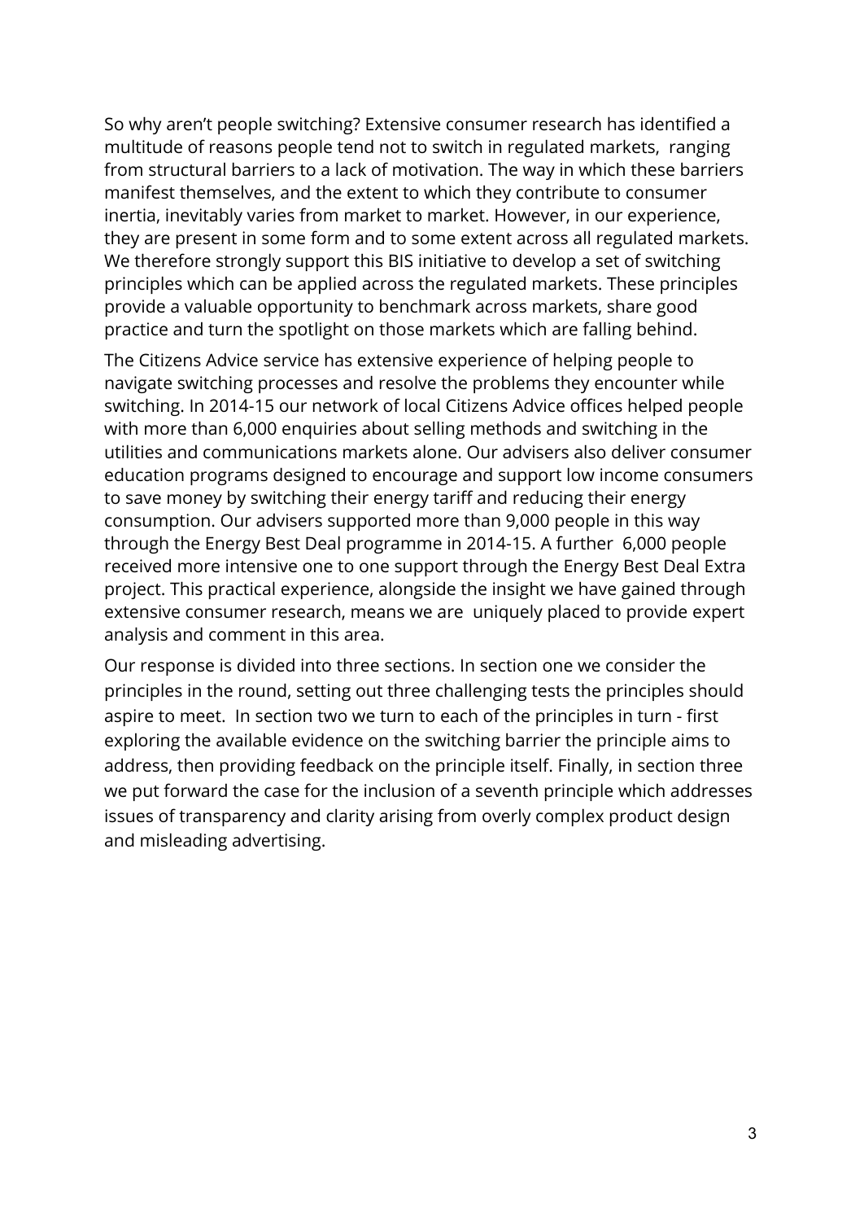So why aren't people switching? Extensive consumer research has identified a multitude of reasons people tend not to switch in regulated markets, ranging from structural barriers to a lack of motivation. The way in which these barriers manifest themselves, and the extent to which they contribute to consumer inertia, inevitably varies from market to market. However, in our experience, they are present in some form and to some extent across all regulated markets. We therefore strongly support this BIS initiative to develop a set of switching principles which can be applied across the regulated markets. These principles provide a valuable opportunity to benchmark across markets, share good practice and turn the spotlight on those markets which are falling behind.

The Citizens Advice service has extensive experience of helping people to navigate switching processes and resolve the problems they encounter while switching. In 2014-15 our network of local Citizens Advice offices helped people with more than 6,000 enquiries about selling methods and switching in the utilities and communications markets alone. Our advisers also deliver consumer education programs designed to encourage and support low income consumers to save money by switching their energy tariff and reducing their energy consumption. Our advisers supported more than 9,000 people in this way through the Energy Best Deal programme in 2014-15. A further 6,000 people received more intensive one to one support through the Energy Best Deal Extra project. This practical experience, alongside the insight we have gained through extensive consumer research, means we are uniquely placed to provide expert analysis and comment in this area.

Our response is divided into three sections. In section one we consider the principles in the round, setting out three challenging tests the principles should aspire to meet. In section two we turn to each of the principles in turn - first exploring the available evidence on the switching barrier the principle aims to address, then providing feedback on the principle itself. Finally, in section three we put forward the case for the inclusion of a seventh principle which addresses issues of transparency and clarity arising from overly complex product design and misleading advertising.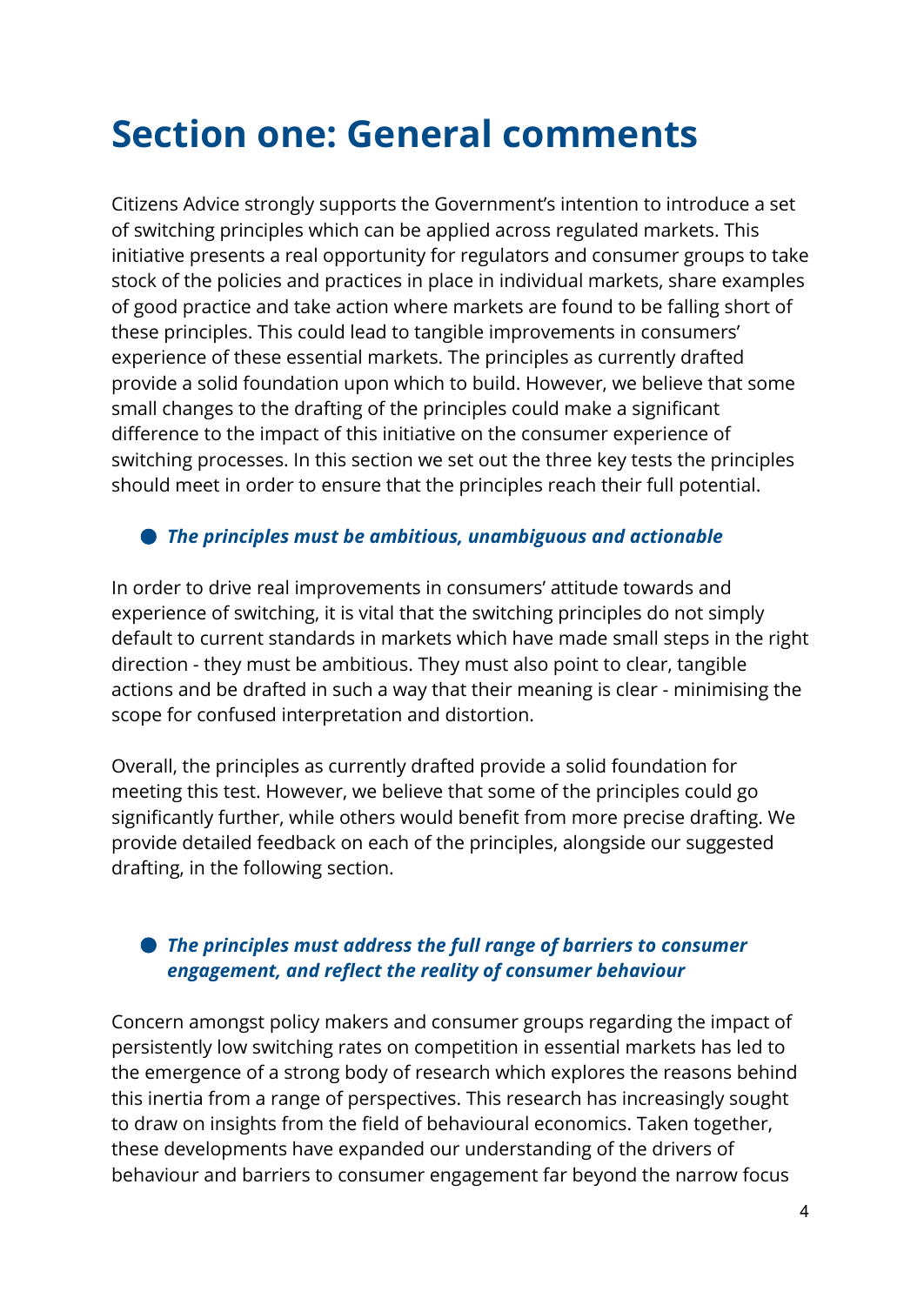# Section one: General comments

Citizens Advice strongly supports the Government's intention to introduce a set of switching principles which can be applied across regulated markets. This initiative presents a real opportunity for regulators and consumer groups to take stock of the policies and practices in place in individual markets, share examples of good practice and take action where markets are found to be falling short of these principles. This could lead to tangible improvements in consumers' experience of these essential markets. The principles as currently drafted provide a solid foundation upon which to build. However, we believe that some small changes to the drafting of the principles could make a significant difference to the impact of this initiative on the consumer experience of switching processes. In this section we set out the three key tests the principles should meet in order to ensure that the principles reach their full potential.

- ***The principles must be ambitious, unambiguous and actionable***

In order to drive real improvements in consumers' attitude towards and experience of switching, it is vital that the switching principles do not simply default to current standards in markets which have made small steps in the right direction - they must be ambitious. They must also point to clear, tangible actions and be drafted in such a way that their meaning is clear - minimising the scope for confused interpretation and distortion.

Overall, the principles as currently drafted provide a solid foundation for meeting this test. However, we believe that some of the principles could go significantly further, while others would benefit from more precise drafting. We provide detailed feedback on each of the principles, alongside our suggested drafting, in the following section.

- ***The principles must address the full range of barriers to consumer engagement, and reflect the reality of consumer behaviour***

Concern amongst policy makers and consumer groups regarding the impact of persistently low switching rates on competition in essential markets has led to the emergence of a strong body of research which explores the reasons behind this inertia from a range of perspectives. This research has increasingly sought to draw on insights from the field of behavioural economics. Taken together, these developments have expanded our understanding of the drivers of behaviour and barriers to consumer engagement far beyond the narrow focus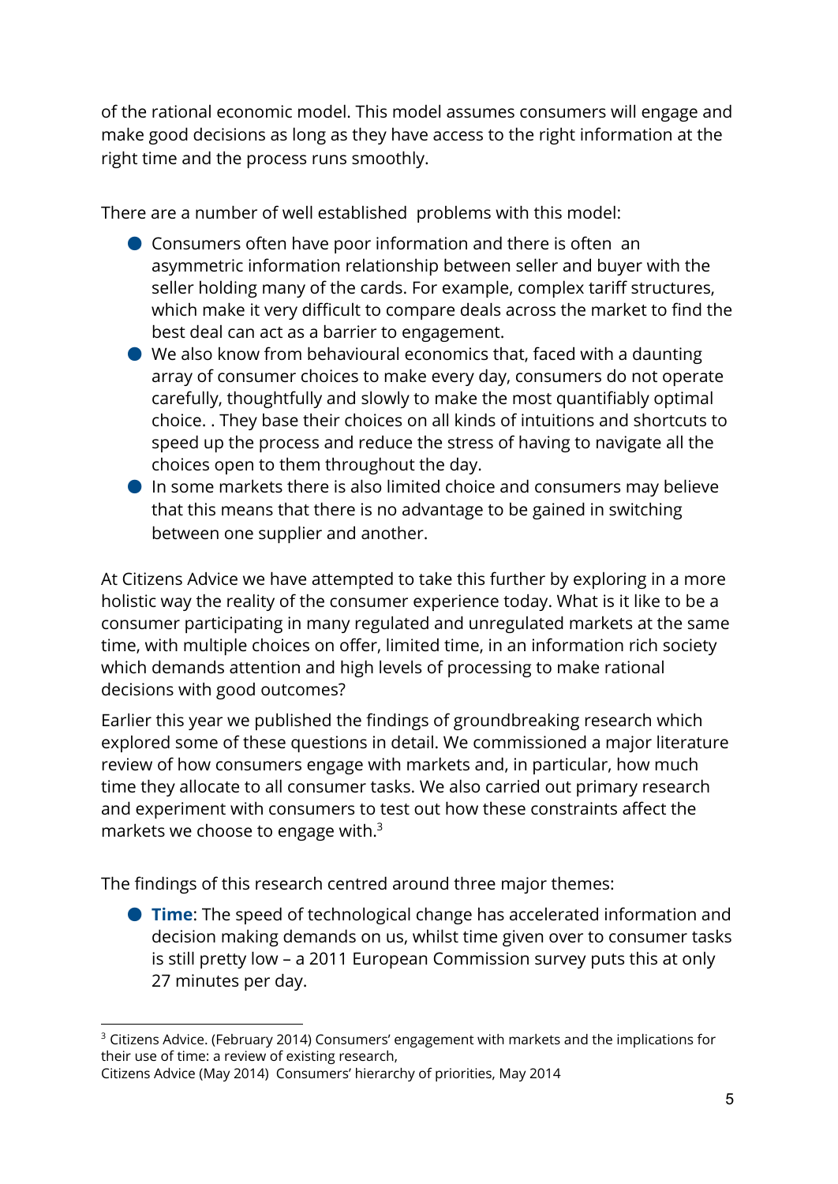of the rational economic model. This model assumes consumers will engage and make good decisions as long as they have access to the right information at the right time and the process runs smoothly.

There are a number of well established problems with this model:

- Consumers often have poor information and there is often an asymmetric information relationship between seller and buyer with the seller holding many of the cards. For example, complex tariff structures, which make it very difficult to compare deals across the market to find the best deal can act as a barrier to engagement.
- We also know from behavioural economics that, faced with a daunting array of consumer choices to make every day, consumers do not operate carefully, thoughtfully and slowly to make the most quantifiably optimal choice. . They base their choices on all kinds of intuitions and shortcuts to speed up the process and reduce the stress of having to navigate all the choices open to them throughout the day.
- In some markets there is also limited choice and consumers may believe that this means that there is no advantage to be gained in switching between one supplier and another.

At Citizens Advice we have attempted to take this further by exploring in a more holistic way the reality of the consumer experience today. What is it like to be a consumer participating in many regulated and unregulated markets at the same time, with multiple choices on offer, limited time, in an information rich society which demands attention and high levels of processing to make rational decisions with good outcomes?

Earlier this year we published the findings of groundbreaking research which explored some of these questions in detail. We commissioned a major literature review of how consumers engage with markets and, in particular, how much time they allocate to all consumer tasks. We also carried out primary research and experiment with consumers to test out how these constraints affect the markets we choose to engage with.[3]

The findings of this research centred around three major themes:

- **Time**: The speed of technological change has accelerated information and decision making demands on us, whilst time given over to consumer tasks is still pretty low – a 2011 European Commission survey puts this at only 27 minutes per day.

---

[3] Citizens Advice. (February 2014) Consumers' engagement with markets and the implications for their use of time: a review of existing research,
Citizens Advice (May 2014) Consumers' hierarchy of priorities, May 2014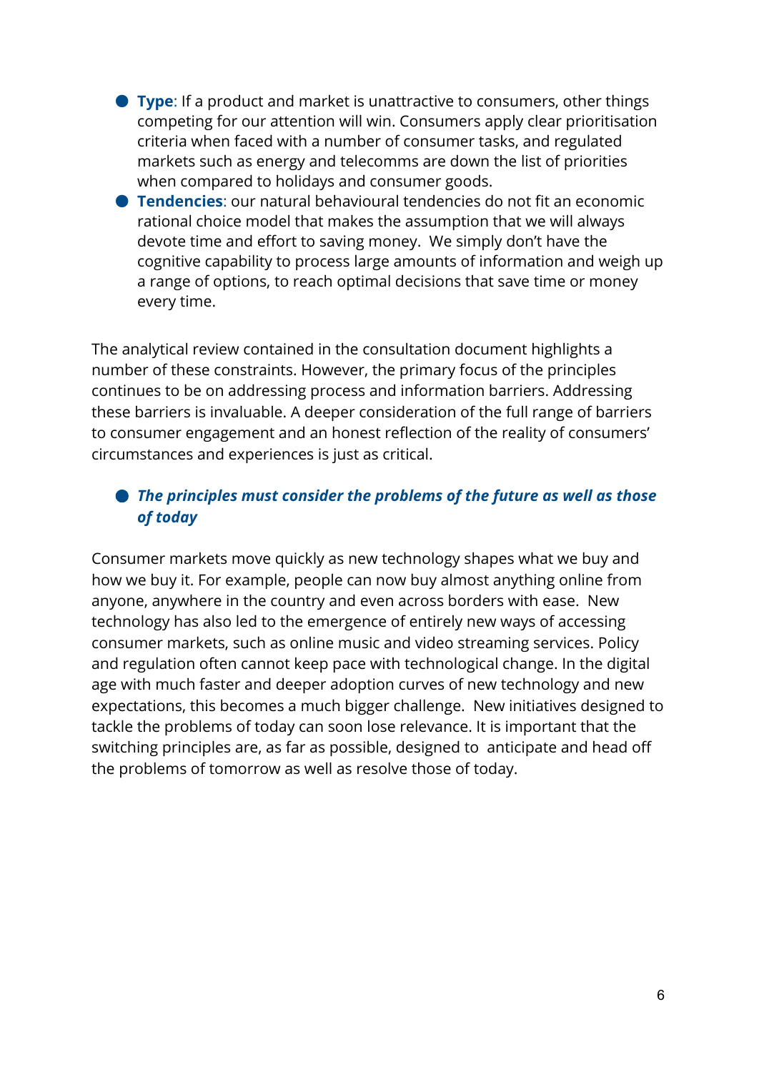- **Type**: If a product and market is unattractive to consumers, other things competing for our attention will win. Consumers apply clear prioritisation criteria when faced with a number of consumer tasks, and regulated markets such as energy and telecomms are down the list of priorities when compared to holidays and consumer goods.
- **Tendencies**: our natural behavioural tendencies do not fit an economic rational choice model that makes the assumption that we will always devote time and effort to saving money. We simply don't have the cognitive capability to process large amounts of information and weigh up a range of options, to reach optimal decisions that save time or money every time.

The analytical review contained in the consultation document highlights a number of these constraints. However, the primary focus of the principles continues to be on addressing process and information barriers. Addressing these barriers is invaluable. A deeper consideration of the full range of barriers to consumer engagement and an honest reflection of the reality of consumers' circumstances and experiences is just as critical.

- ***The principles must consider the problems of the future as well as those of today***

Consumer markets move quickly as new technology shapes what we buy and how we buy it. For example, people can now buy almost anything online from anyone, anywhere in the country and even across borders with ease. New technology has also led to the emergence of entirely new ways of accessing consumer markets, such as online music and video streaming services. Policy and regulation often cannot keep pace with technological change. In the digital age with much faster and deeper adoption curves of new technology and new expectations, this becomes a much bigger challenge. New initiatives designed to tackle the problems of today can soon lose relevance. It is important that the switching principles are, as far as possible, designed to anticipate and head off the problems of tomorrow as well as resolve those of today.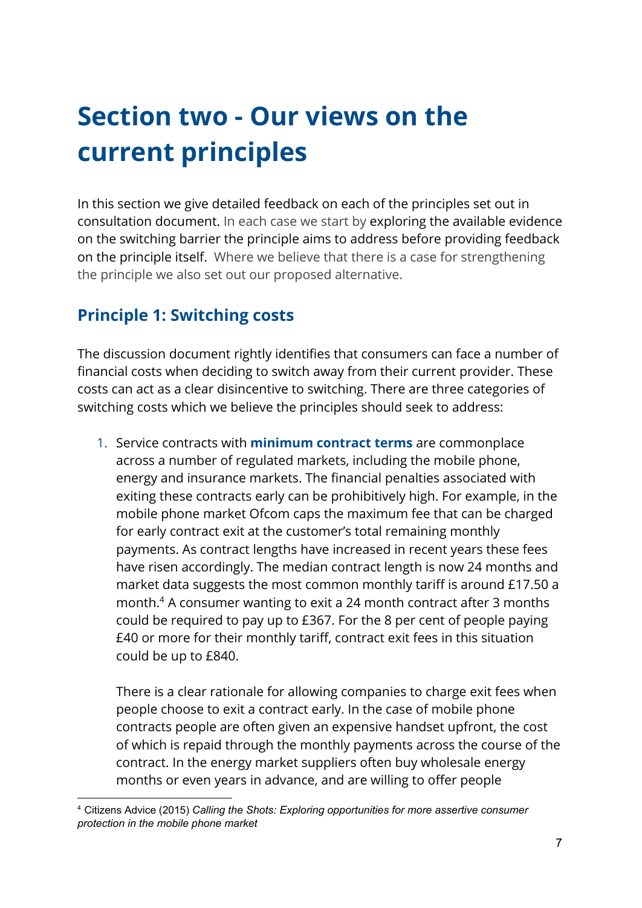# Section two - Our views on the current principles

In this section we give detailed feedback on each of the principles set out in consultation document. In each case we start by exploring the available evidence on the switching barrier the principle aims to address before providing feedback on the principle itself. Where we believe that there is a case for strengthening the principle we also set out our proposed alternative.

## Principle 1: Switching costs

The discussion document rightly identifies that consumers can face a number of financial costs when deciding to switch away from their current provider. These costs can act as a clear disincentive to switching. There are three categories of switching costs which we believe the principles should seek to address:

1. Service contracts with **minimum contract terms** are commonplace across a number of regulated markets, including the mobile phone, energy and insurance markets. The financial penalties associated with exiting these contracts early can be prohibitively high. For example, in the mobile phone market Ofcom caps the maximum fee that can be charged for early contract exit at the customer's total remaining monthly payments. As contract lengths have increased in recent years these fees have risen accordingly. The median contract length is now 24 months and market data suggests the most common monthly tariff is around £17.50 a month.[4] A consumer wanting to exit a 24 month contract after 3 months could be required to pay up to £367. For the 8 per cent of people paying £40 or more for their monthly tariff, contract exit fees in this situation could be up to £840.

   There is a clear rationale for allowing companies to charge exit fees when people choose to exit a contract early. In the case of mobile phone contracts people are often given an expensive handset upfront, the cost of which is repaid through the monthly payments across the course of the contract. In the energy market suppliers often buy wholesale energy months or even years in advance, and are willing to offer people

[4] Citizens Advice (2015) *Calling the Shots: Exploring opportunities for more assertive consumer protection in the mobile phone market*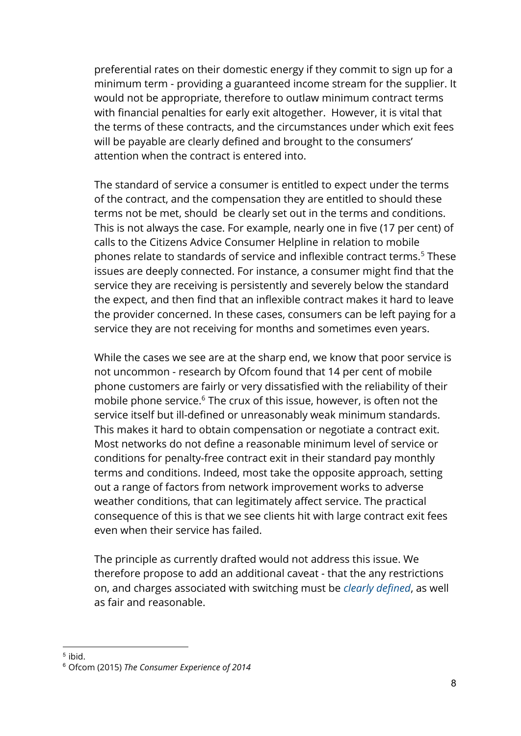preferential rates on their domestic energy if they commit to sign up for a minimum term - providing a guaranteed income stream for the supplier. It would not be appropriate, therefore to outlaw minimum contract terms with financial penalties for early exit altogether. However, it is vital that the terms of these contracts, and the circumstances under which exit fees will be payable are clearly defined and brought to the consumers' attention when the contract is entered into.

The standard of service a consumer is entitled to expect under the terms of the contract, and the compensation they are entitled to should these terms not be met, should be clearly set out in the terms and conditions. This is not always the case. For example, nearly one in five (17 per cent) of calls to the Citizens Advice Consumer Helpline in relation to mobile phones relate to standards of service and inflexible contract terms.[5] These issues are deeply connected. For instance, a consumer might find that the service they are receiving is persistently and severely below the standard the expect, and then find that an inflexible contract makes it hard to leave the provider concerned. In these cases, consumers can be left paying for a service they are not receiving for months and sometimes even years.

While the cases we see are at the sharp end, we know that poor service is not uncommon - research by Ofcom found that 14 per cent of mobile phone customers are fairly or very dissatisfied with the reliability of their mobile phone service.[6] The crux of this issue, however, is often not the service itself but ill-defined or unreasonably weak minimum standards. This makes it hard to obtain compensation or negotiate a contract exit. Most networks do not define a reasonable minimum level of service or conditions for penalty-free contract exit in their standard pay monthly terms and conditions. Indeed, most take the opposite approach, setting out a range of factors from network improvement works to adverse weather conditions, that can legitimately affect service. The practical consequence of this is that we see clients hit with large contract exit fees even when their service has failed.

The principle as currently drafted would not address this issue. We therefore propose to add an additional caveat - that the any restrictions on, and charges associated with switching must be *clearly defined*, as well as fair and reasonable.

---

[5] ibid.

[6] Ofcom (2015) *The Consumer Experience of 2014*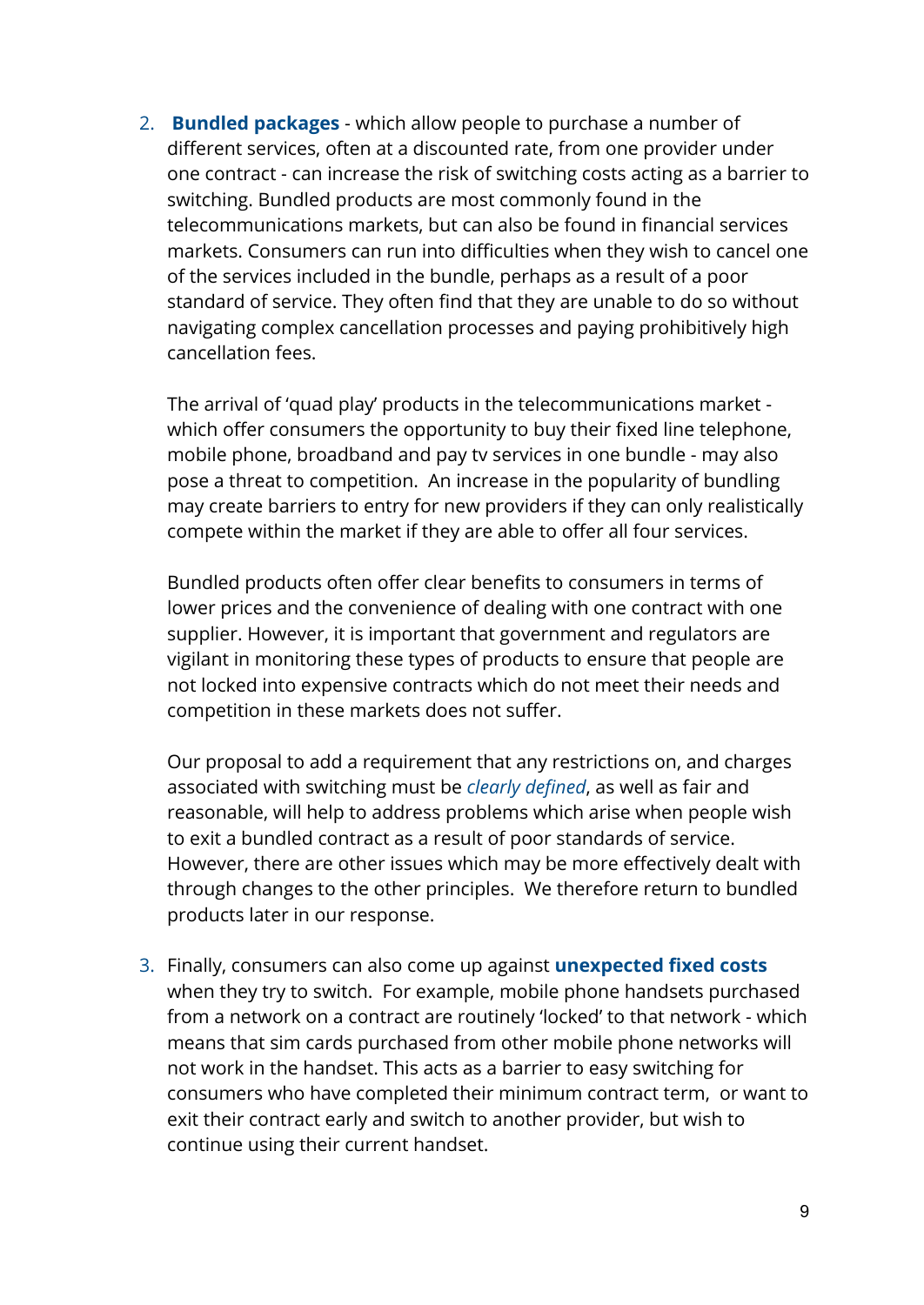2. **Bundled packages** - which allow people to purchase a number of different services, often at a discounted rate, from one provider under one contract - can increase the risk of switching costs acting as a barrier to switching. Bundled products are most commonly found in the telecommunications markets, but can also be found in financial services markets. Consumers can run into difficulties when they wish to cancel one of the services included in the bundle, perhaps as a result of a poor standard of service. They often find that they are unable to do so without navigating complex cancellation processes and paying prohibitively high cancellation fees.

   The arrival of 'quad play' products in the telecommunications market - which offer consumers the opportunity to buy their fixed line telephone, mobile phone, broadband and pay tv services in one bundle - may also pose a threat to competition. An increase in the popularity of bundling may create barriers to entry for new providers if they can only realistically compete within the market if they are able to offer all four services.

   Bundled products often offer clear benefits to consumers in terms of lower prices and the convenience of dealing with one contract with one supplier. However, it is important that government and regulators are vigilant in monitoring these types of products to ensure that people are not locked into expensive contracts which do not meet their needs and competition in these markets does not suffer.

   Our proposal to add a requirement that any restrictions on, and charges associated with switching must be *clearly defined*, as well as fair and reasonable, will help to address problems which arise when people wish to exit a bundled contract as a result of poor standards of service. However, there are other issues which may be more effectively dealt with through changes to the other principles. We therefore return to bundled products later in our response.

3. Finally, consumers can also come up against **unexpected fixed costs** when they try to switch. For example, mobile phone handsets purchased from a network on a contract are routinely 'locked' to that network - which means that sim cards purchased from other mobile phone networks will not work in the handset. This acts as a barrier to easy switching for consumers who have completed their minimum contract term, or want to exit their contract early and switch to another provider, but wish to continue using their current handset.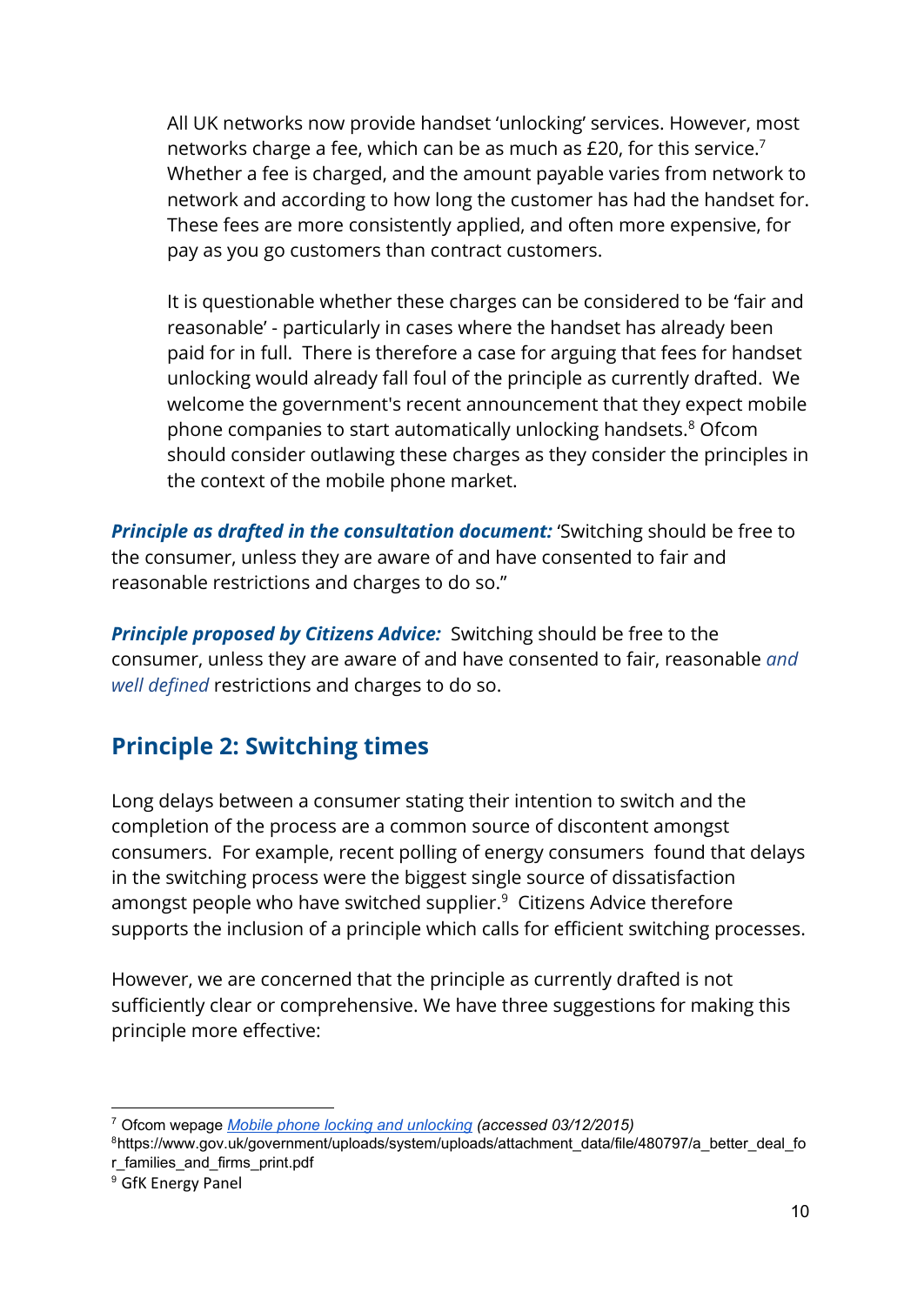All UK networks now provide handset 'unlocking' services. However, most networks charge a fee, which can be as much as £20, for this service.[7] Whether a fee is charged, and the amount payable varies from network to network and according to how long the customer has had the handset for. These fees are more consistently applied, and often more expensive, for pay as you go customers than contract customers.

It is questionable whether these charges can be considered to be 'fair and reasonable' - particularly in cases where the handset has already been paid for in full. There is therefore a case for arguing that fees for handset unlocking would already fall foul of the principle as currently drafted. We welcome the government's recent announcement that they expect mobile phone companies to start automatically unlocking handsets.[8] Ofcom should consider outlawing these charges as they consider the principles in the context of the mobile phone market.

***Principle as drafted in the consultation document:*** 'Switching should be free to the consumer, unless they are aware of and have consented to fair and reasonable restrictions and charges to do so."

***Principle proposed by Citizens Advice:*** Switching should be free to the consumer, unless they are aware of and have consented to fair, reasonable *and well defined* restrictions and charges to do so.

## Principle 2: Switching times

Long delays between a consumer stating their intention to switch and the completion of the process are a common source of discontent amongst consumers. For example, recent polling of energy consumers found that delays in the switching process were the biggest single source of dissatisfaction amongst people who have switched supplier.[9] Citizens Advice therefore supports the inclusion of a principle which calls for efficient switching processes.

However, we are concerned that the principle as currently drafted is not sufficiently clear or comprehensive. We have three suggestions for making this principle more effective:

---

[7] Ofcom wepage *Mobile phone locking and unlocking (accessed 03/12/2015)*

[8] https://www.gov.uk/government/uploads/system/uploads/attachment_data/file/480797/a_better_deal_for_families_and_firms_print.pdf

[9] GfK Energy Panel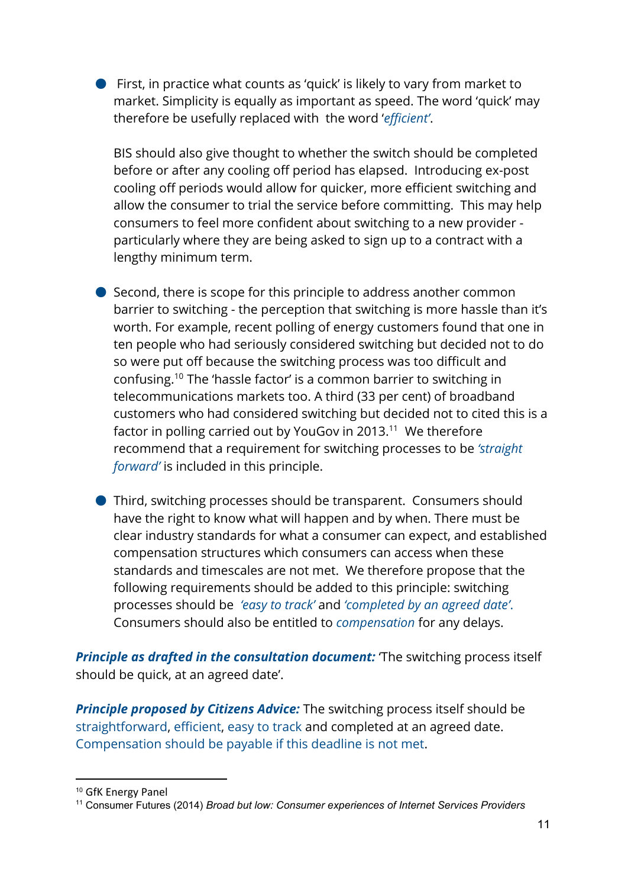- First, in practice what counts as 'quick' is likely to vary from market to market. Simplicity is equally as important as speed. The word 'quick' may therefore be usefully replaced with the word '*efficient*'.

  BIS should also give thought to whether the switch should be completed before or after any cooling off period has elapsed. Introducing ex-post cooling off periods would allow for quicker, more efficient switching and allow the consumer to trial the service before committing. This may help consumers to feel more confident about switching to a new provider - particularly where they are being asked to sign up to a contract with a lengthy minimum term.

- Second, there is scope for this principle to address another common barrier to switching - the perception that switching is more hassle than it's worth. For example, recent polling of energy customers found that one in ten people who had seriously considered switching but decided not to do so were put off because the switching process was too difficult and confusing.[10] The 'hassle factor' is a common barrier to switching in telecommunications markets too. A third (33 per cent) of broadband customers who had considered switching but decided not to cited this is a factor in polling carried out by YouGov in 2013.[11] We therefore recommend that a requirement for switching processes to be *'straight forward'* is included in this principle.

- Third, switching processes should be transparent. Consumers should have the right to know what will happen and by when. There must be clear industry standards for what a consumer can expect, and established compensation structures which consumers can access when these standards and timescales are not met. We therefore propose that the following requirements should be added to this principle: switching processes should be *'easy to track'* and *'completed by an agreed date'*. Consumers should also be entitled to *compensation* for any delays.

***Principle as drafted in the consultation document:*** 'The switching process itself should be quick, at an agreed date'.

***Principle proposed by Citizens Advice:*** The switching process itself should be straightforward, efficient, easy to track and completed at an agreed date. Compensation should be payable if this deadline is not met.

---

[10] GfK Energy Panel

[11] Consumer Futures (2014) *Broad but low: Consumer experiences of Internet Services Providers*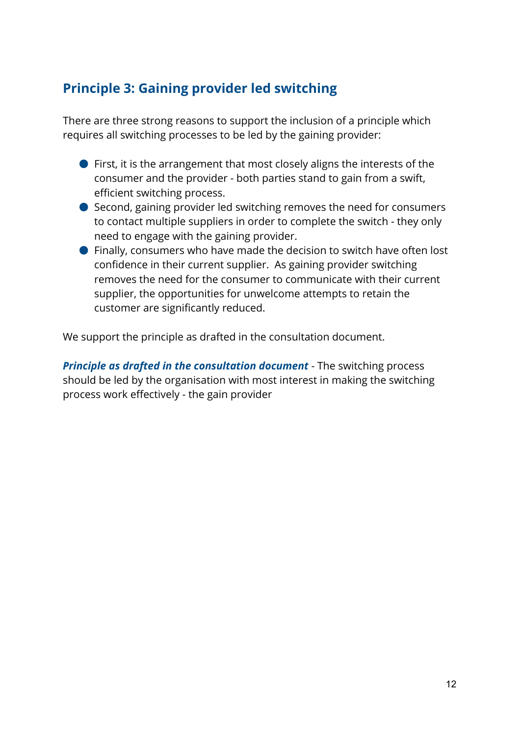## Principle 3: Gaining provider led switching

There are three strong reasons to support the inclusion of a principle which requires all switching processes to be led by the gaining provider:

- First, it is the arrangement that most closely aligns the interests of the consumer and the provider - both parties stand to gain from a swift, efficient switching process.
- Second, gaining provider led switching removes the need for consumers to contact multiple suppliers in order to complete the switch - they only need to engage with the gaining provider.
- Finally, consumers who have made the decision to switch have often lost confidence in their current supplier. As gaining provider switching removes the need for the consumer to communicate with their current supplier, the opportunities for unwelcome attempts to retain the customer are significantly reduced.

We support the principle as drafted in the consultation document.

***Principle as drafted in the consultation document*** - The switching process should be led by the organisation with most interest in making the switching process work effectively - the gain provider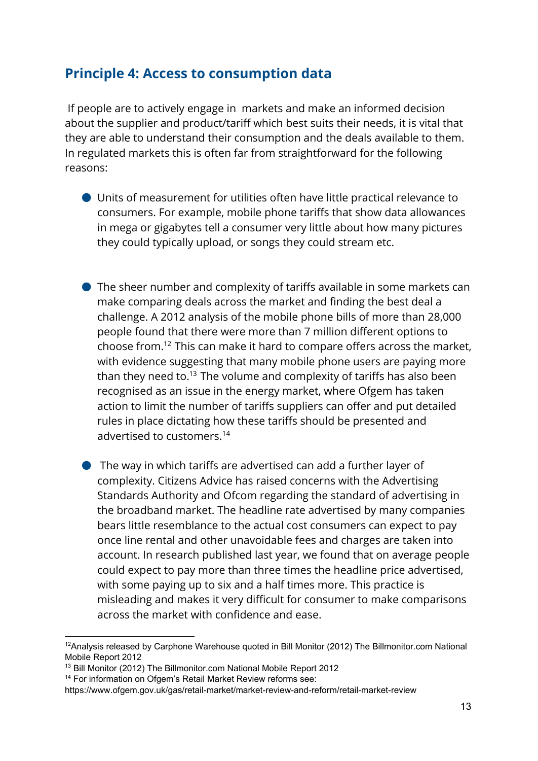## Principle 4: Access to consumption data

If people are to actively engage in markets and make an informed decision about the supplier and product/tariff which best suits their needs, it is vital that they are able to understand their consumption and the deals available to them. In regulated markets this is often far from straightforward for the following reasons:

- Units of measurement for utilities often have little practical relevance to consumers. For example, mobile phone tariffs that show data allowances in mega or gigabytes tell a consumer very little about how many pictures they could typically upload, or songs they could stream etc.

- The sheer number and complexity of tariffs available in some markets can make comparing deals across the market and finding the best deal a challenge. A 2012 analysis of the mobile phone bills of more than 28,000 people found that there were more than 7 million different options to choose from.[12] This can make it hard to compare offers across the market, with evidence suggesting that many mobile phone users are paying more than they need to.[13] The volume and complexity of tariffs has also been recognised as an issue in the energy market, where Ofgem has taken action to limit the number of tariffs suppliers can offer and put detailed rules in place dictating how these tariffs should be presented and advertised to customers.[14]

- The way in which tariffs are advertised can add a further layer of complexity. Citizens Advice has raised concerns with the Advertising Standards Authority and Ofcom regarding the standard of advertising in the broadband market. The headline rate advertised by many companies bears little resemblance to the actual cost consumers can expect to pay once line rental and other unavoidable fees and charges are taken into account. In research published last year, we found that on average people could expect to pay more than three times the headline price advertised, with some paying up to six and a half times more. This practice is misleading and makes it very difficult for consumer to make comparisons across the market with confidence and ease.

---

[12] Analysis released by Carphone Warehouse quoted in Bill Monitor (2012) The Billmonitor.com National Mobile Report 2012

[13] Bill Monitor (2012) The Billmonitor.com National Mobile Report 2012

[14] For information on Ofgem's Retail Market Review reforms see: https://www.ofgem.gov.uk/gas/retail-market/market-review-and-reform/retail-market-review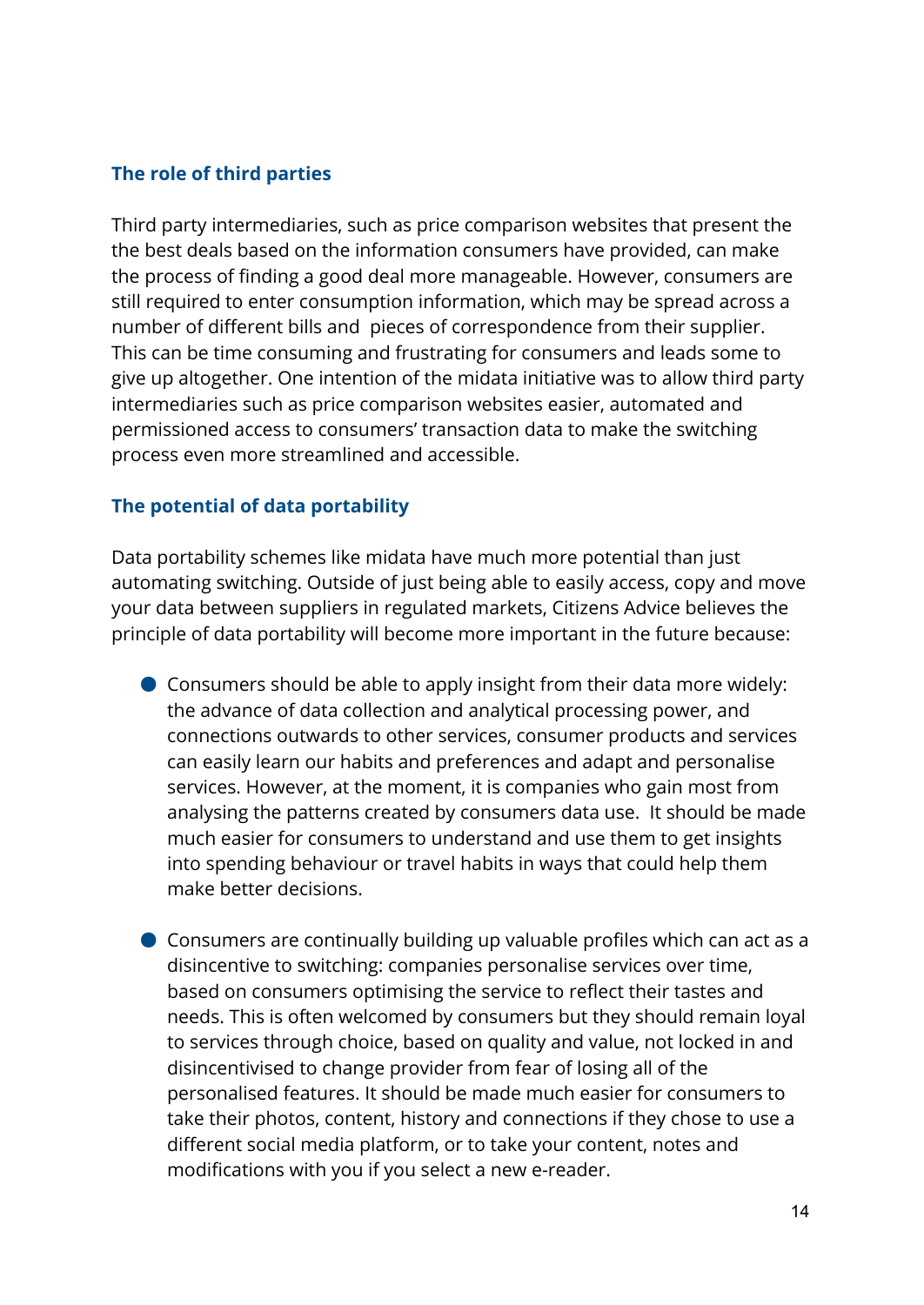### The role of third parties

Third party intermediaries, such as price comparison websites that present the the best deals based on the information consumers have provided, can make the process of finding a good deal more manageable. However, consumers are still required to enter consumption information, which may be spread across a number of different bills and pieces of correspondence from their supplier. This can be time consuming and frustrating for consumers and leads some to give up altogether. One intention of the midata initiative was to allow third party intermediaries such as price comparison websites easier, automated and permissioned access to consumers' transaction data to make the switching process even more streamlined and accessible.

### The potential of data portability

Data portability schemes like midata have much more potential than just automating switching. Outside of just being able to easily access, copy and move your data between suppliers in regulated markets, Citizens Advice believes the principle of data portability will become more important in the future because:

- Consumers should be able to apply insight from their data more widely: the advance of data collection and analytical processing power, and connections outwards to other services, consumer products and services can easily learn our habits and preferences and adapt and personalise services. However, at the moment, it is companies who gain most from analysing the patterns created by consumers data use. It should be made much easier for consumers to understand and use them to get insights into spending behaviour or travel habits in ways that could help them make better decisions.

- Consumers are continually building up valuable profiles which can act as a disincentive to switching: companies personalise services over time, based on consumers optimising the service to reflect their tastes and needs. This is often welcomed by consumers but they should remain loyal to services through choice, based on quality and value, not locked in and disincentivised to change provider from fear of losing all of the personalised features. It should be made much easier for consumers to take their photos, content, history and connections if they chose to use a different social media platform, or to take your content, notes and modifications with you if you select a new e-reader.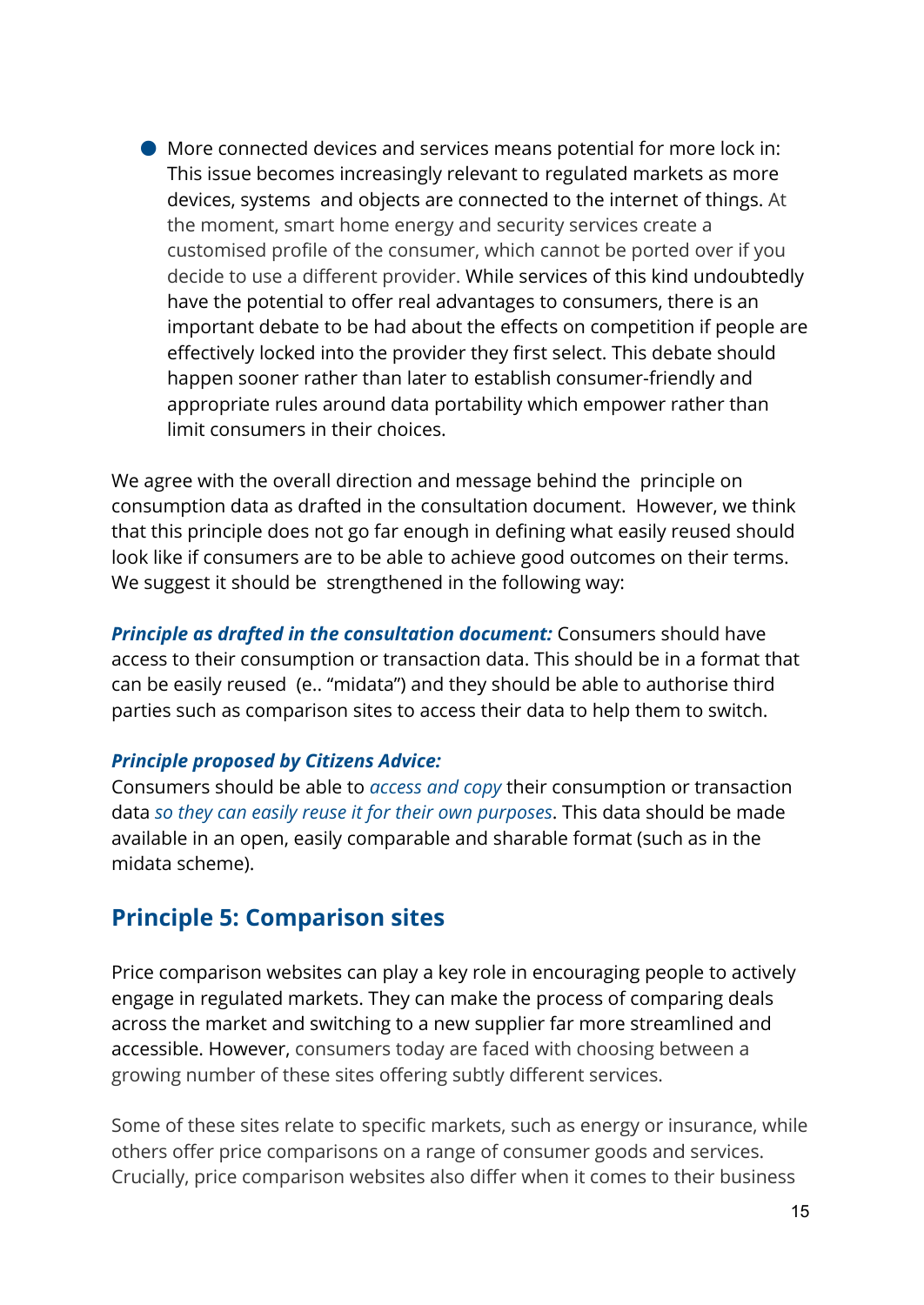- More connected devices and services means potential for more lock in: This issue becomes increasingly relevant to regulated markets as more devices, systems  and objects are connected to the internet of things. At the moment, smart home energy and security services create a customised profile of the consumer, which cannot be ported over if you decide to use a different provider. While services of this kind undoubtedly have the potential to offer real advantages to consumers, there is an important debate to be had about the effects on competition if people are effectively locked into the provider they first select. This debate should happen sooner rather than later to establish consumer-friendly and appropriate rules around data portability which empower rather than limit consumers in their choices.

We agree with the overall direction and message behind the  principle on consumption data as drafted in the consultation document.  However, we think that this principle does not go far enough in defining what easily reused should look like if consumers are to be able to achieve good outcomes on their terms. We suggest it should be  strengthened in the following way:

***Principle as drafted in the consultation document:*** Consumers should have access to their consumption or transaction data. This should be in a format that can be easily reused  (e.. "midata") and they should be able to authorise third parties such as comparison sites to access their data to help them to switch.

***Principle proposed by Citizens Advice:***
Consumers should be able to *access and copy* their consumption or transaction data *so they can easily reuse it for their own purposes*. This data should be made available in an open, easily comparable and sharable format (such as in the midata scheme).

## Principle 5: Comparison sites

Price comparison websites can play a key role in encouraging people to actively engage in regulated markets. They can make the process of comparing deals across the market and switching to a new supplier far more streamlined and accessible. However, consumers today are faced with choosing between a growing number of these sites offering subtly different services.

Some of these sites relate to specific markets, such as energy or insurance, while others offer price comparisons on a range of consumer goods and services. Crucially, price comparison websites also differ when it comes to their business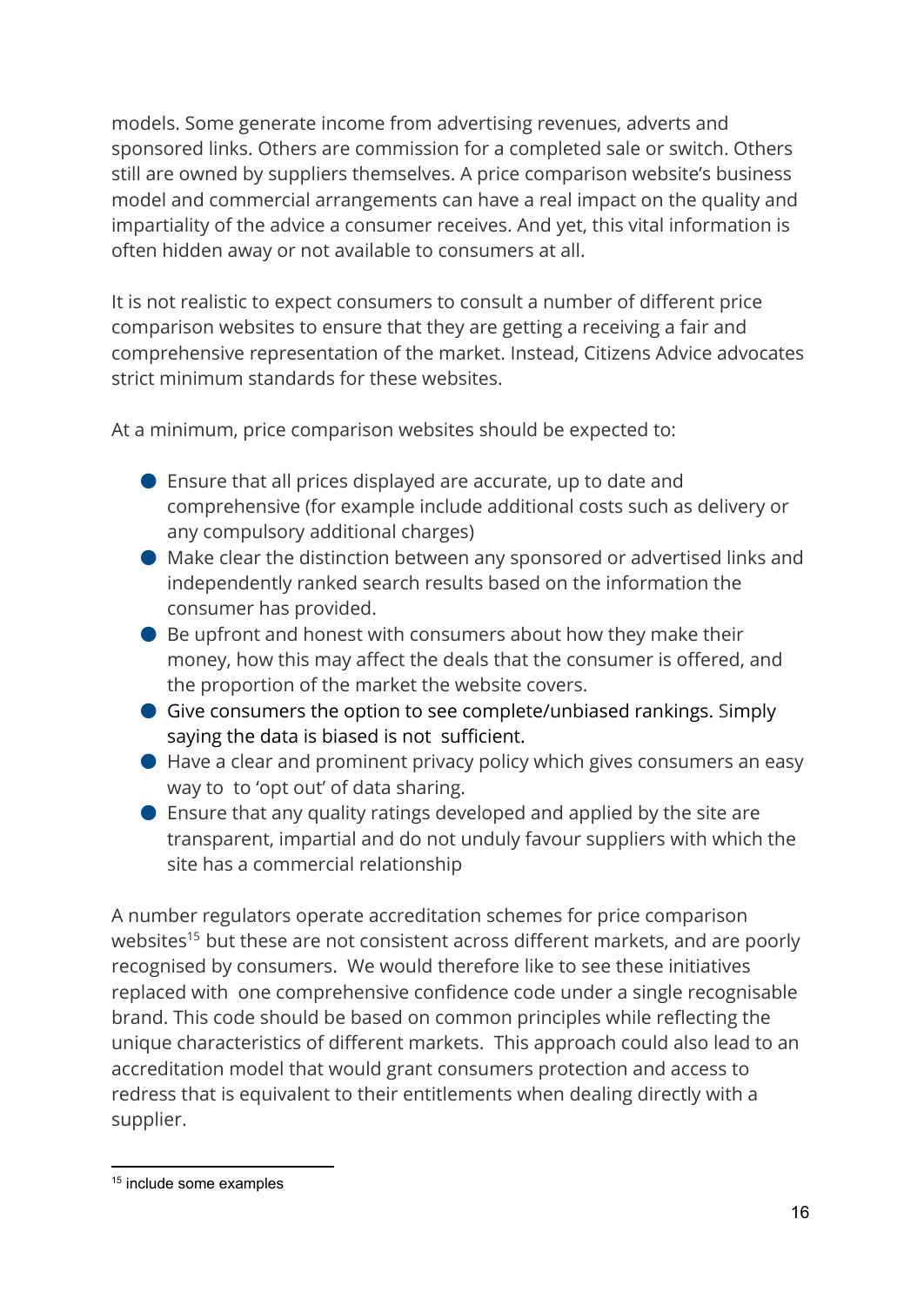models. Some generate income from advertising revenues, adverts and sponsored links. Others are commission for a completed sale or switch. Others still are owned by suppliers themselves. A price comparison website's business model and commercial arrangements can have a real impact on the quality and impartiality of the advice a consumer receives. And yet, this vital information is often hidden away or not available to consumers at all.

It is not realistic to expect consumers to consult a number of different price comparison websites to ensure that they are getting a receiving a fair and comprehensive representation of the market. Instead, Citizens Advice advocates strict minimum standards for these websites.

At a minimum, price comparison websites should be expected to:

- Ensure that all prices displayed are accurate, up to date and comprehensive (for example include additional costs such as delivery or any compulsory additional charges)
- Make clear the distinction between any sponsored or advertised links and independently ranked search results based on the information the consumer has provided.
- Be upfront and honest with consumers about how they make their money, how this may affect the deals that the consumer is offered, and the proportion of the market the website covers.
- Give consumers the option to see complete/unbiased rankings. Simply saying the data is biased is not sufficient.
- Have a clear and prominent privacy policy which gives consumers an easy way to to 'opt out' of data sharing.
- Ensure that any quality ratings developed and applied by the site are transparent, impartial and do not unduly favour suppliers with which the site has a commercial relationship

A number regulators operate accreditation schemes for price comparison websites[15] but these are not consistent across different markets, and are poorly recognised by consumers. We would therefore like to see these initiatives replaced with one comprehensive confidence code under a single recognisable brand. This code should be based on common principles while reflecting the unique characteristics of different markets. This approach could also lead to an accreditation model that would grant consumers protection and access to redress that is equivalent to their entitlements when dealing directly with a supplier.

[15] include some examples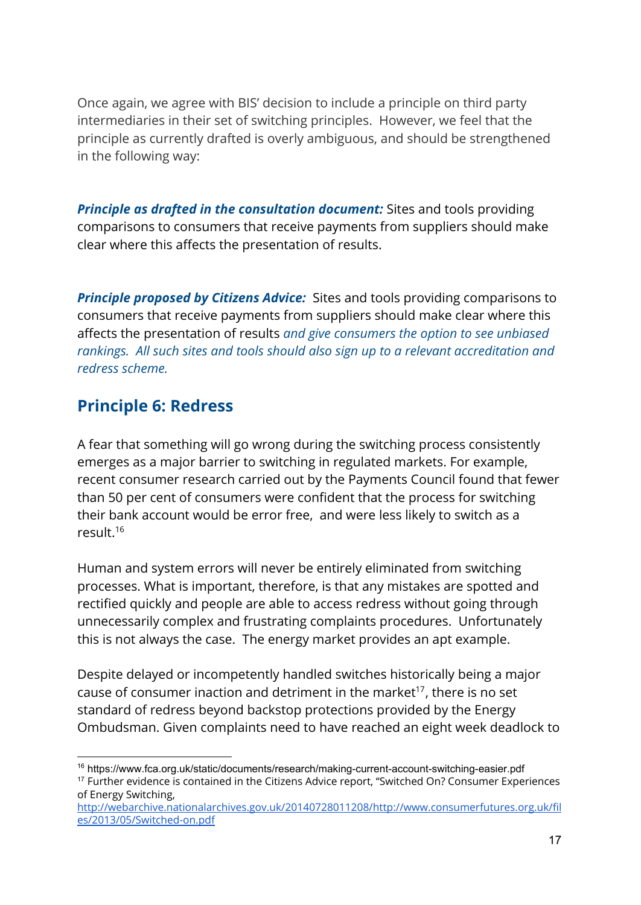Once again, we agree with BIS' decision to include a principle on third party intermediaries in their set of switching principles. However, we feel that the principle as currently drafted is overly ambiguous, and should be strengthened in the following way:

***Principle as drafted in the consultation document:*** Sites and tools providing comparisons to consumers that receive payments from suppliers should make clear where this affects the presentation of results.

***Principle proposed by Citizens Advice:*** Sites and tools providing comparisons to consumers that receive payments from suppliers should make clear where this affects the presentation of results *and give consumers the option to see unbiased rankings. All such sites and tools should also sign up to a relevant accreditation and redress scheme.*

## Principle 6: Redress

A fear that something will go wrong during the switching process consistently emerges as a major barrier to switching in regulated markets. For example, recent consumer research carried out by the Payments Council found that fewer than 50 per cent of consumers were confident that the process for switching their bank account would be error free, and were less likely to switch as a result.[16]

Human and system errors will never be entirely eliminated from switching processes. What is important, therefore, is that any mistakes are spotted and rectified quickly and people are able to access redress without going through unnecessarily complex and frustrating complaints procedures. Unfortunately this is not always the case. The energy market provides an apt example.

Despite delayed or incompetently handled switches historically being a major cause of consumer inaction and detriment in the market[17], there is no set standard of redress beyond backstop protections provided by the Energy Ombudsman. Given complaints need to have reached an eight week deadlock to

---

[16] https://www.fca.org.uk/static/documents/research/making-current-account-switching-easier.pdf

[17] Further evidence is contained in the Citizens Advice report, "Switched On? Consumer Experiences of Energy Switching, [http://webarchive.nationalarchives.gov.uk/20140728011208/http://www.consumerfutures.org.uk/files/2013/05/Switched-on.pdf](http://webarchive.nationalarchives.gov.uk/20140728011208/http://www.consumerfutures.org.uk/files/2013/05/Switched-on.pdf)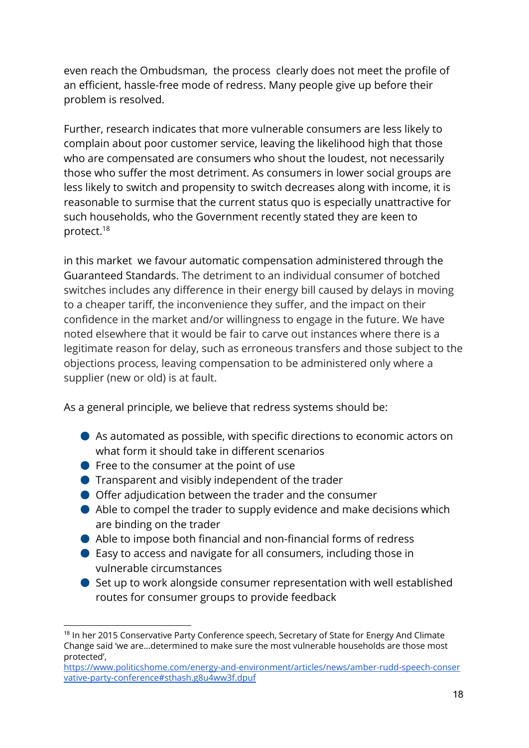even reach the Ombudsman, the process clearly does not meet the profile of an efficient, hassle-free mode of redress. Many people give up before their problem is resolved.

Further, research indicates that more vulnerable consumers are less likely to complain about poor customer service, leaving the likelihood high that those who are compensated are consumers who shout the loudest, not necessarily those who suffer the most detriment. As consumers in lower social groups are less likely to switch and propensity to switch decreases along with income, it is reasonable to surmise that the current status quo is especially unattractive for such households, who the Government recently stated they are keen to protect.[18]

in this market we favour automatic compensation administered through the Guaranteed Standards. The detriment to an individual consumer of botched switches includes any difference in their energy bill caused by delays in moving to a cheaper tariff, the inconvenience they suffer, and the impact on their confidence in the market and/or willingness to engage in the future. We have noted elsewhere that it would be fair to carve out instances where there is a legitimate reason for delay, such as erroneous transfers and those subject to the objections process, leaving compensation to be administered only where a supplier (new or old) is at fault.

As a general principle, we believe that redress systems should be:

- As automated as possible, with specific directions to economic actors on what form it should take in different scenarios
- Free to the consumer at the point of use
- Transparent and visibly independent of the trader
- Offer adjudication between the trader and the consumer
- Able to compel the trader to supply evidence and make decisions which are binding on the trader
- Able to impose both financial and non-financial forms of redress
- Easy to access and navigate for all consumers, including those in vulnerable circumstances
- Set up to work alongside consumer representation with well established routes for consumer groups to provide feedback

---

[18] In her 2015 Conservative Party Conference speech, Secretary of State for Energy And Climate Change said 'we are...determined to make sure the most vulnerable households are those most protected', https://www.politicshome.com/energy-and-environment/articles/news/amber-rudd-speech-conservative-party-conference#sthash.g8u4ww3f.dpuf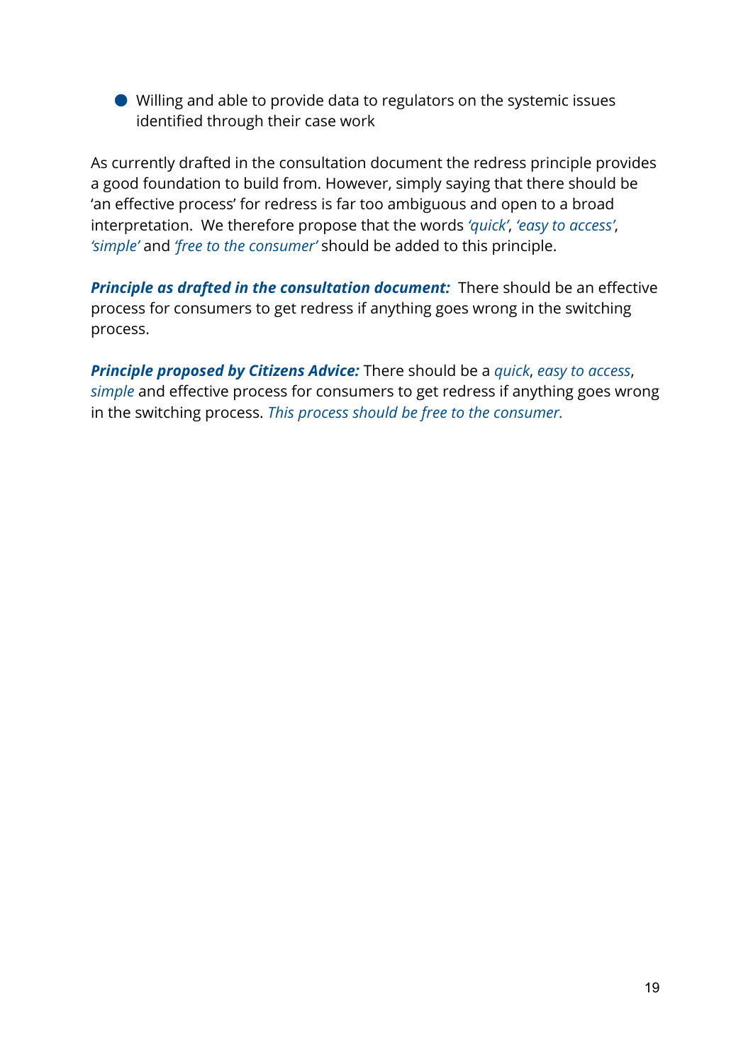- Willing and able to provide data to regulators on the systemic issues identified through their case work

As currently drafted in the consultation document the redress principle provides a good foundation to build from. However, simply saying that there should be 'an effective process' for redress is far too ambiguous and open to a broad interpretation. We therefore propose that the words *'quick'*, *'easy to access'*, *'simple'* and *'free to the consumer'* should be added to this principle.

***Principle as drafted in the consultation document:*** There should be an effective process for consumers to get redress if anything goes wrong in the switching process.

***Principle proposed by Citizens Advice:*** There should be a *quick*, *easy to access*, *simple* and effective process for consumers to get redress if anything goes wrong in the switching process. *This process should be free to the consumer.*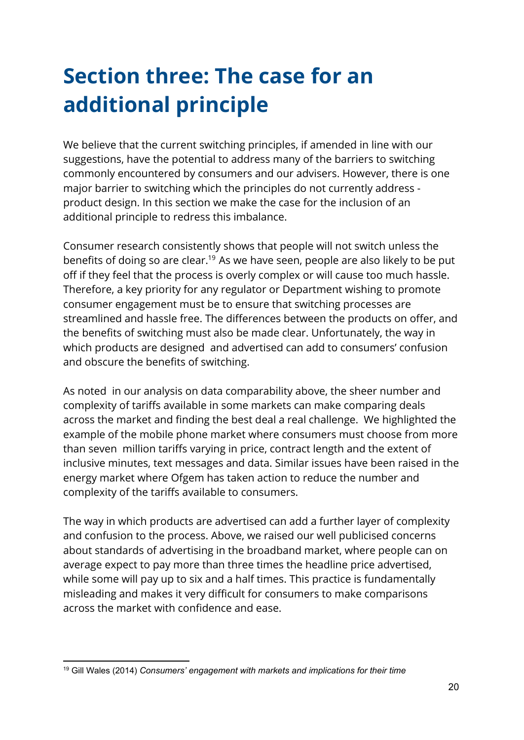# Section three: The case for an additional principle

We believe that the current switching principles, if amended in line with our suggestions, have the potential to address many of the barriers to switching commonly encountered by consumers and our advisers. However, there is one major barrier to switching which the principles do not currently address - product design. In this section we make the case for the inclusion of an additional principle to redress this imbalance.

Consumer research consistently shows that people will not switch unless the benefits of doing so are clear.[19] As we have seen, people are also likely to be put off if they feel that the process is overly complex or will cause too much hassle. Therefore, a key priority for any regulator or Department wishing to promote consumer engagement must be to ensure that switching processes are streamlined and hassle free. The differences between the products on offer, and the benefits of switching must also be made clear. Unfortunately, the way in which products are designed and advertised can add to consumers' confusion and obscure the benefits of switching.

As noted in our analysis on data comparability above, the sheer number and complexity of tariffs available in some markets can make comparing deals across the market and finding the best deal a real challenge. We highlighted the example of the mobile phone market where consumers must choose from more than seven million tariffs varying in price, contract length and the extent of inclusive minutes, text messages and data. Similar issues have been raised in the energy market where Ofgem has taken action to reduce the number and complexity of the tariffs available to consumers.

The way in which products are advertised can add a further layer of complexity and confusion to the process. Above, we raised our well publicised concerns about standards of advertising in the broadband market, where people can on average expect to pay more than three times the headline price advertised, while some will pay up to six and a half times. This practice is fundamentally misleading and makes it very difficult for consumers to make comparisons across the market with confidence and ease.

---

[19] Gill Wales (2014) *Consumers' engagement with markets and implications for their time*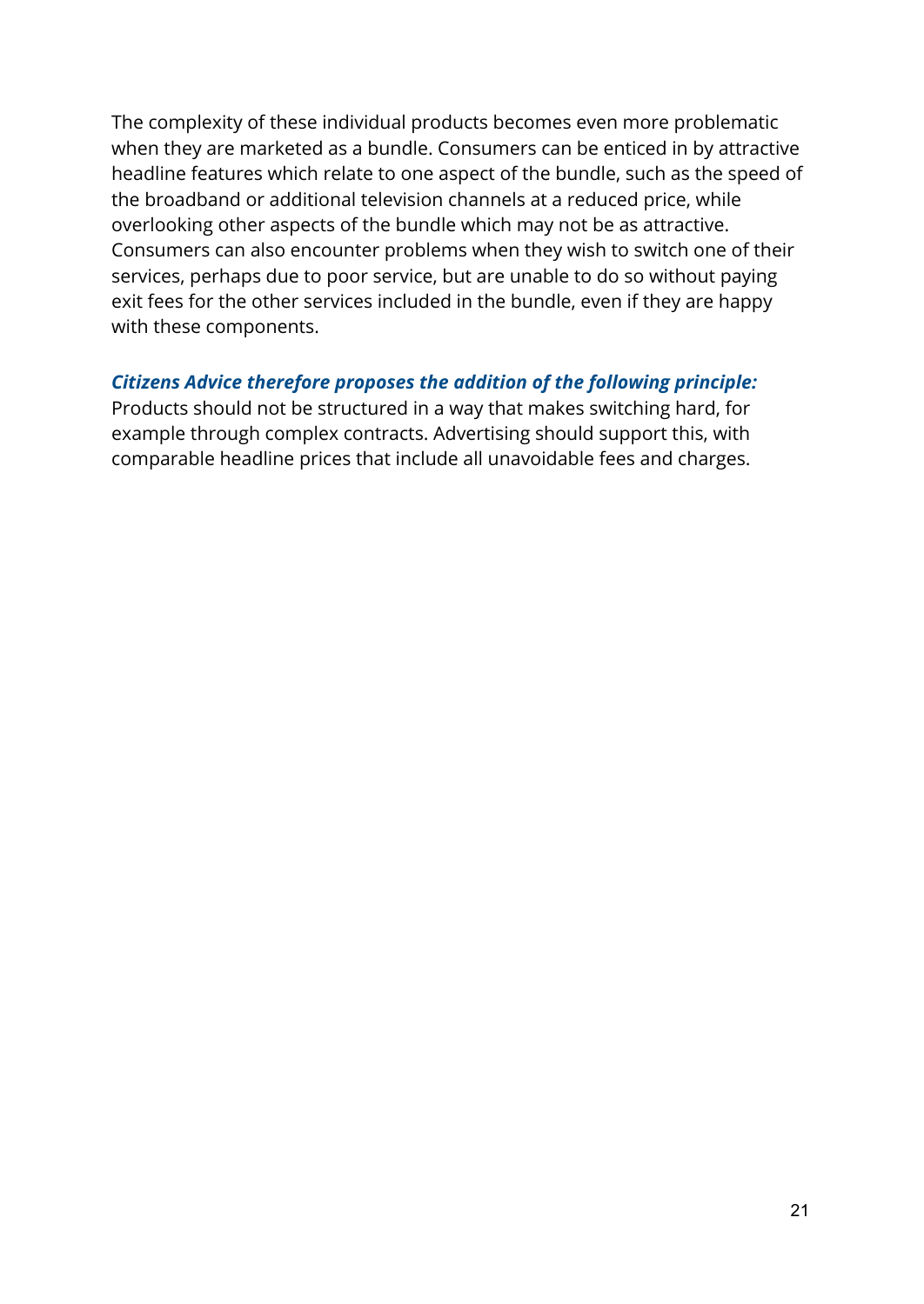The complexity of these individual products becomes even more problematic when they are marketed as a bundle. Consumers can be enticed in by attractive headline features which relate to one aspect of the bundle, such as the speed of the broadband or additional television channels at a reduced price, while overlooking other aspects of the bundle which may not be as attractive. Consumers can also encounter problems when they wish to switch one of their services, perhaps due to poor service, but are unable to do so without paying exit fees for the other services included in the bundle, even if they are happy with these components.

***Citizens Advice therefore proposes the addition of the following principle:***
Products should not be structured in a way that makes switching hard, for example through complex contracts. Advertising should support this, with comparable headline prices that include all unavoidable fees and charges.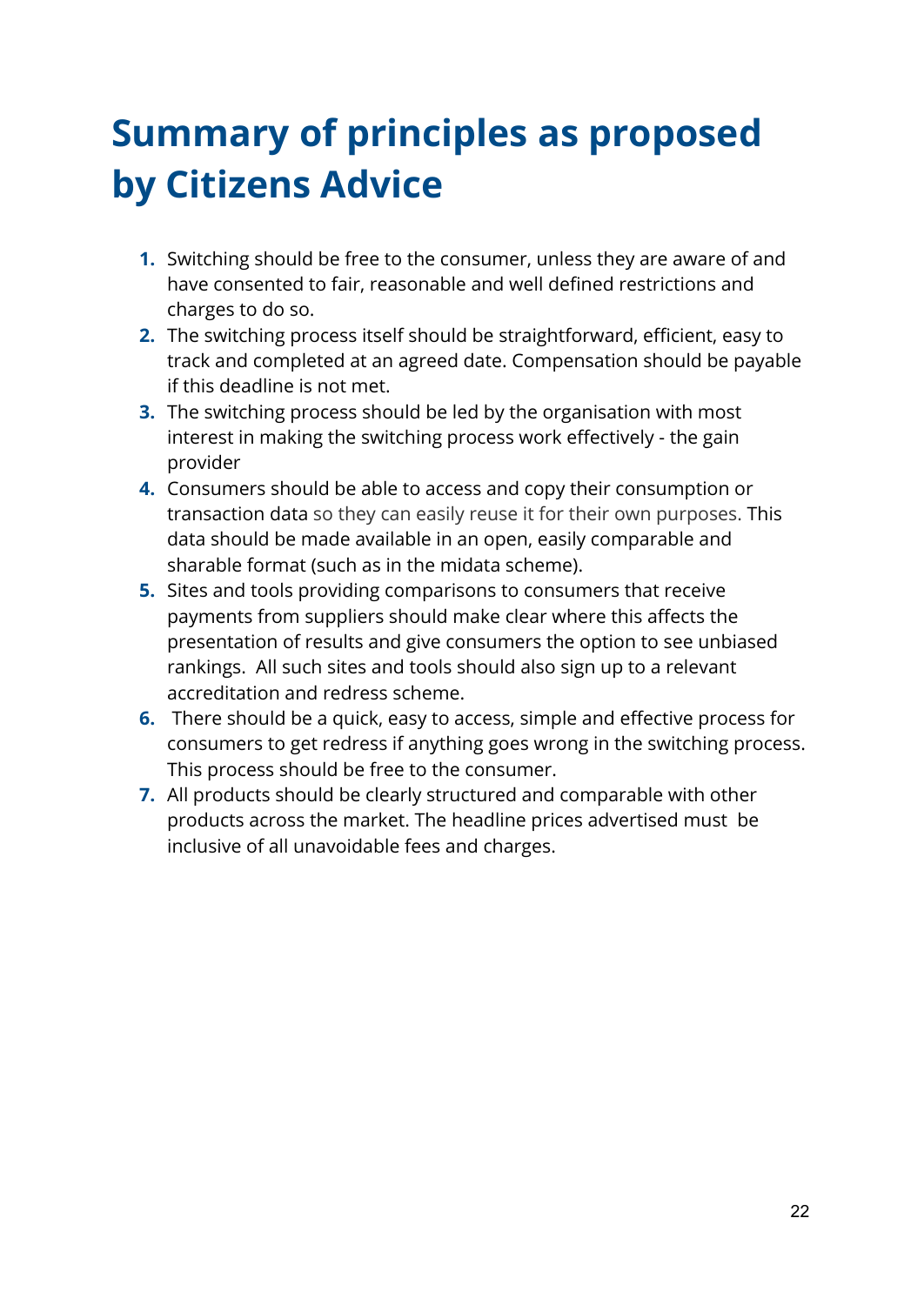# Summary of principles as proposed by Citizens Advice

1. Switching should be free to the consumer, unless they are aware of and have consented to fair, reasonable and well defined restrictions and charges to do so.
2. The switching process itself should be straightforward, efficient, easy to track and completed at an agreed date. Compensation should be payable if this deadline is not met.
3. The switching process should be led by the organisation with most interest in making the switching process work effectively - the gain provider
4. Consumers should be able to access and copy their consumption or transaction data so they can easily reuse it for their own purposes. This data should be made available in an open, easily comparable and sharable format (such as in the midata scheme).
5. Sites and tools providing comparisons to consumers that receive payments from suppliers should make clear where this affects the presentation of results and give consumers the option to see unbiased rankings. All such sites and tools should also sign up to a relevant accreditation and redress scheme.
6. There should be a quick, easy to access, simple and effective process for consumers to get redress if anything goes wrong in the switching process. This process should be free to the consumer.
7. All products should be clearly structured and comparable with other products across the market. The headline prices advertised must be inclusive of all unavoidable fees and charges.